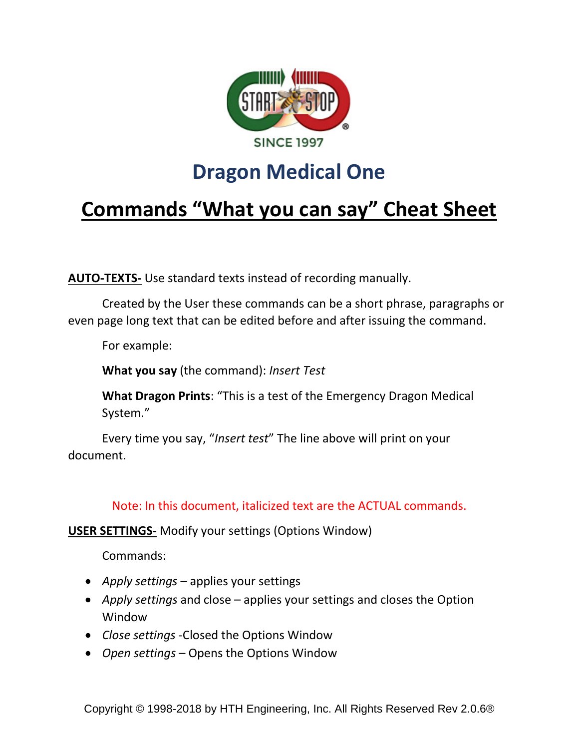SINCE 1997

# Dragon Medical One

## Commands "What you can say" Cheat Sheet

**AUTO-TEXTS-** Use standard texts instead of recording manually.

Created by the User these commands can be a short phrase, paragraphs or even page long text that can be edited before and after issuing the command.

For example:

**What you say** (the command): *Insert Test*

**What Dragon Prints**: "This is a test of the Emergency Dragon Medical System."

Every time you say, "*Insert test*" The line above will print on your document.

Note: In this document, italicized text are the ACTUAL commands.

**USER SETTINGS-** Modify your settings (Options Window)

Commands:

- *Apply settings* – applies your settings
- *Apply settings* and close – applies your settings and closes the Option Window
- *Close settings* -Closed the Options Window
- *Open settings* – Opens the Options Window

Copyright © 1998-2018 by HTH Engineering, Inc. All Rights Reserved Rev 2.0.6®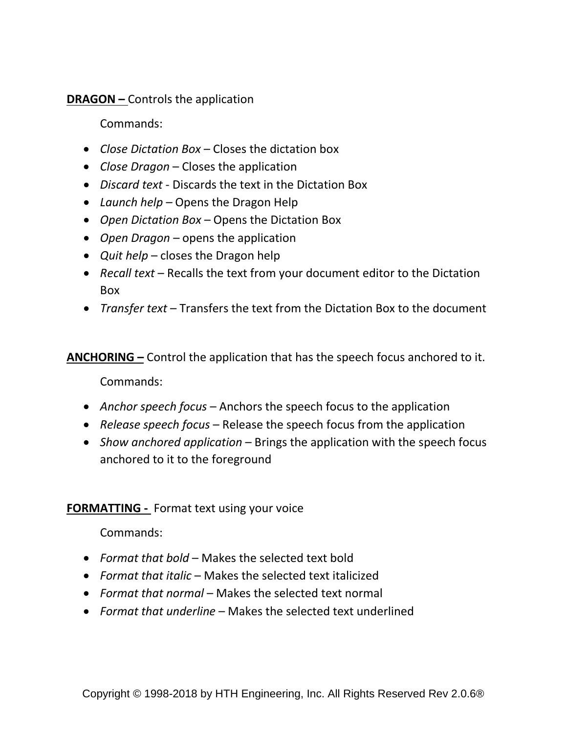**DRAGON –** Controls the application

Commands:

- *Close Dictation Box* – Closes the dictation box
- *Close Dragon* – Closes the application
- *Discard text* - Discards the text in the Dictation Box
- *Launch help* – Opens the Dragon Help
- *Open Dictation Box* – Opens the Dictation Box
- *Open Dragon* – opens the application
- *Quit help* – closes the Dragon help
- *Recall text* – Recalls the text from your document editor to the Dictation Box
- *Transfer text* – Transfers the text from the Dictation Box to the document

**ANCHORING –** Control the application that has the speech focus anchored to it.

Commands:

- *Anchor speech focus* – Anchors the speech focus to the application
- *Release speech focus* – Release the speech focus from the application
- *Show anchored application* – Brings the application with the speech focus anchored to it to the foreground

**FORMATTING -** Format text using your voice

Commands:

- *Format that bold* – Makes the selected text bold
- *Format that italic* – Makes the selected text italicized
- *Format that normal* – Makes the selected text normal
- *Format that underline* – Makes the selected text underlined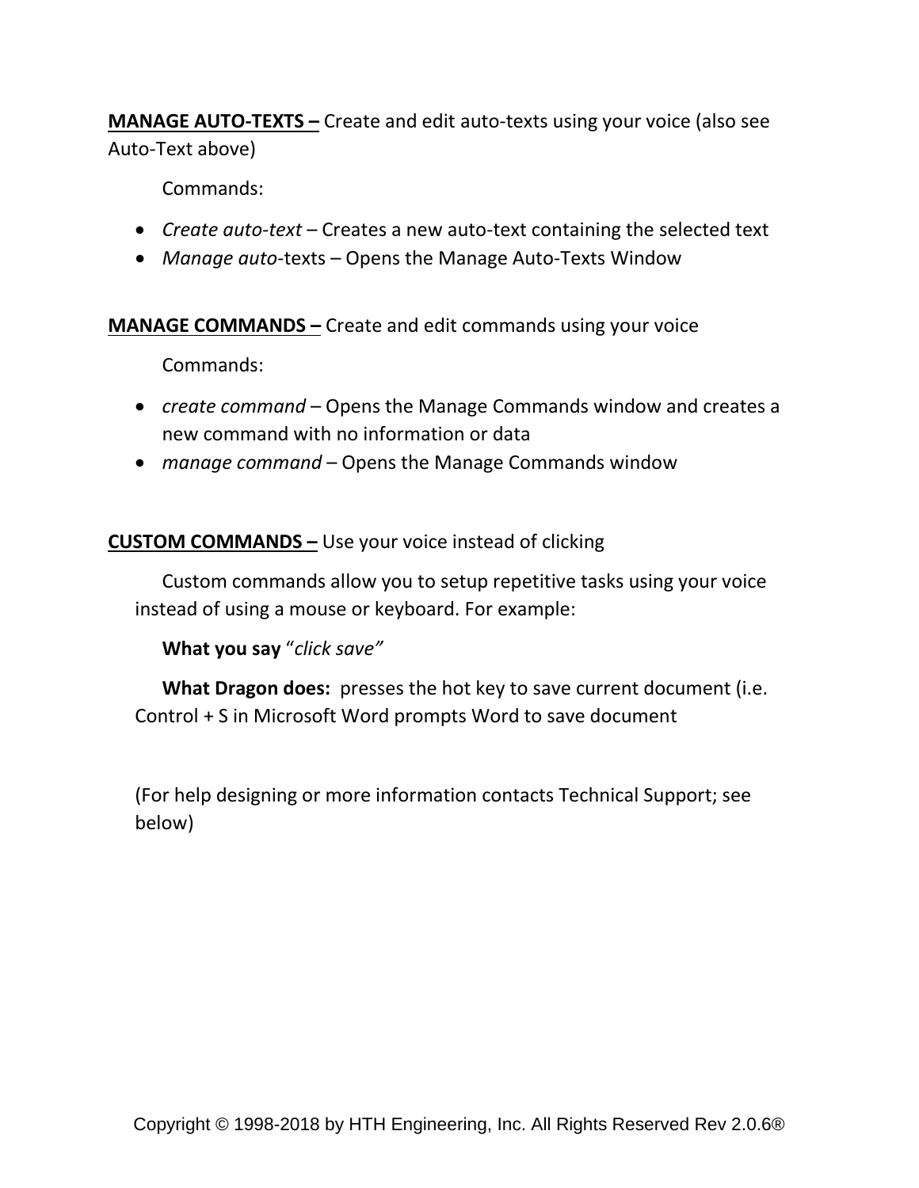**<u>MANAGE AUTO-TEXTS –</u>** Create and edit auto-texts using your voice (also see Auto-Text above)

Commands:

- *Create auto-text* – Creates a new auto-text containing the selected text
- *Manage auto*-texts – Opens the Manage Auto-Texts Window

**<u>MANAGE COMMANDS –</u>** Create and edit commands using your voice

Commands:

- *create command* – Opens the Manage Commands window and creates a new command with no information or data
- *manage command* – Opens the Manage Commands window

**<u>CUSTOM COMMANDS –</u>** Use your voice instead of clicking

Custom commands allow you to setup repetitive tasks using your voice instead of using a mouse or keyboard. For example:

**What you say** "*click save"*

**What Dragon does:** presses the hot key to save current document (i.e. Control + S in Microsoft Word prompts Word to save document

(For help designing or more information contacts Technical Support; see below)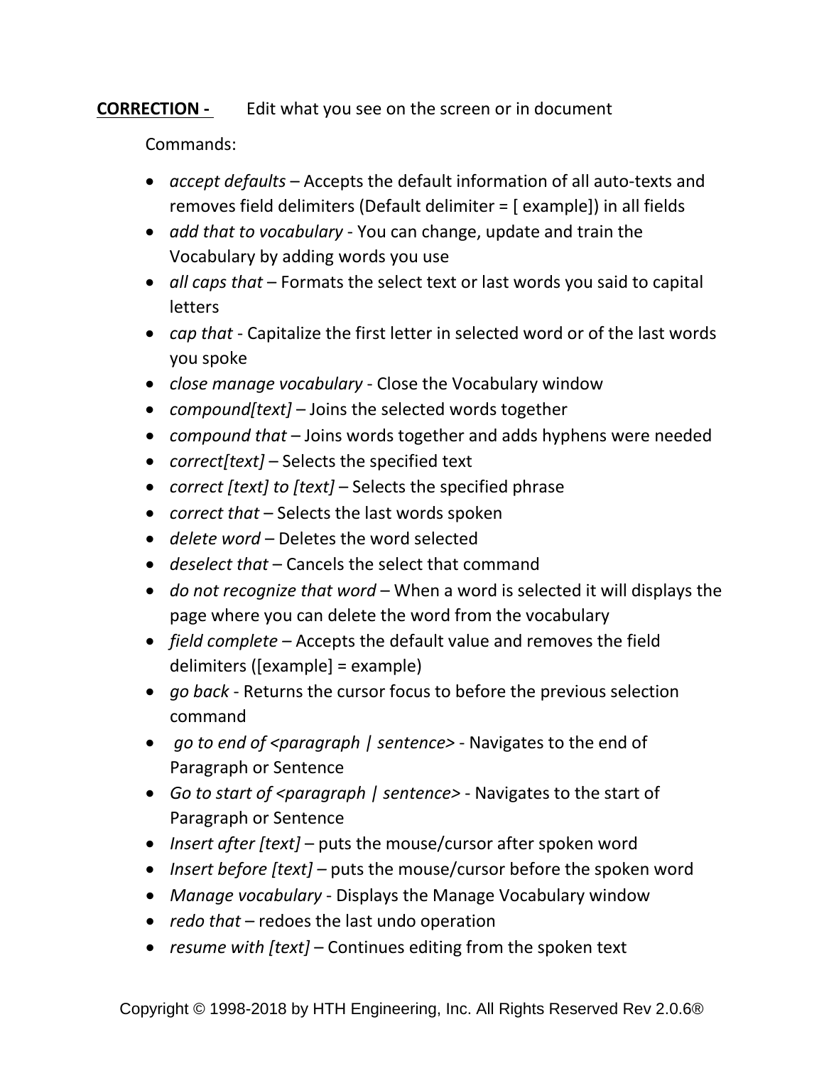**CORRECTION -** Edit what you see on the screen or in document

Commands:

- *accept defaults* – Accepts the default information of all auto-texts and removes field delimiters (Default delimiter = [ example]) in all fields
- *add that to vocabulary* - You can change, update and train the Vocabulary by adding words you use
- *all caps that* – Formats the select text or last words you said to capital letters
- *cap that* - Capitalize the first letter in selected word or of the last words you spoke
- *close manage vocabulary* - Close the Vocabulary window
- *compound[text]* – Joins the selected words together
- *compound that* – Joins words together and adds hyphens were needed
- *correct[text]* – Selects the specified text
- *correct [text] to [text]* – Selects the specified phrase
- *correct that* – Selects the last words spoken
- *delete word* – Deletes the word selected
- *deselect that* – Cancels the select that command
- *do not recognize that word* – When a word is selected it will displays the page where you can delete the word from the vocabulary
- *field complete* – Accepts the default value and removes the field delimiters ([example] = example)
- *go back* - Returns the cursor focus to before the previous selection command
- *go to end of <paragraph | sentence>* - Navigates to the end of Paragraph or Sentence
- *Go to start of <paragraph | sentence>* - Navigates to the start of Paragraph or Sentence
- *Insert after [text]* – puts the mouse/cursor after spoken word
- *Insert before [text]* – puts the mouse/cursor before the spoken word
- *Manage vocabulary* - Displays the Manage Vocabulary window
- *redo that* – redoes the last undo operation
- *resume with [text]* – Continues editing from the spoken text

Copyright © 1998-2018 by HTH Engineering, Inc. All Rights Reserved Rev 2.0.6®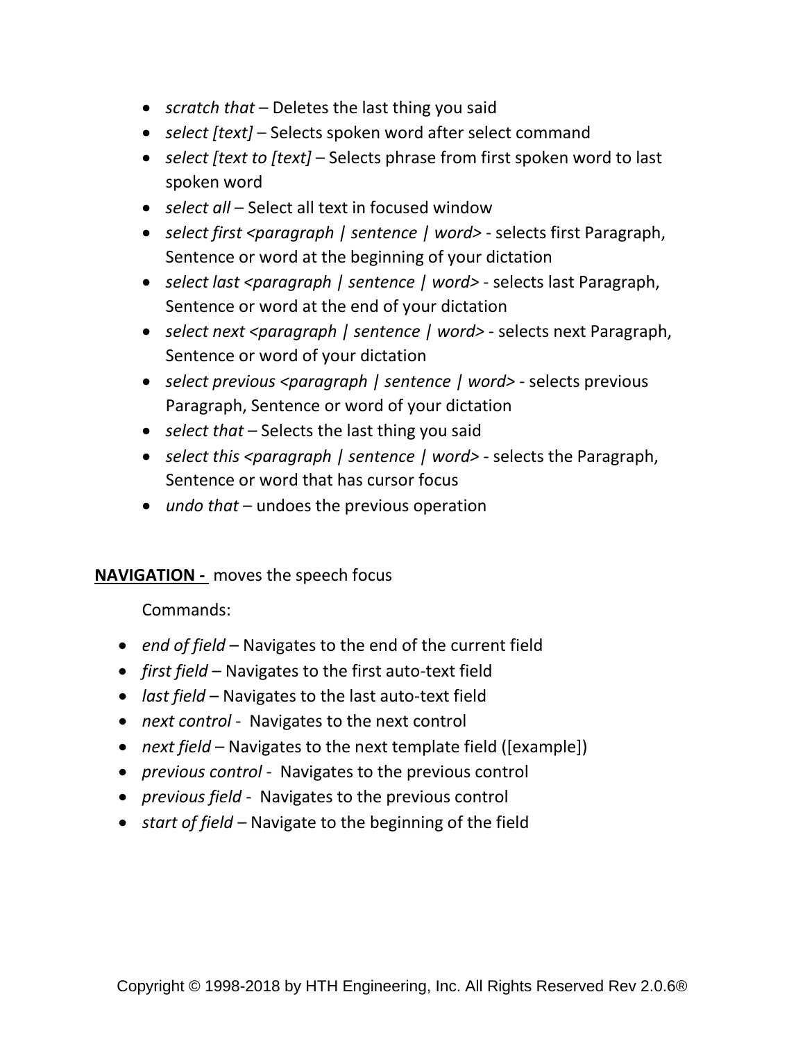- *scratch that* – Deletes the last thing you said
- *select [text]* – Selects spoken word after select command
- *select [text to [text]* – Selects phrase from first spoken word to last spoken word
- *select all* – Select all text in focused window
- *select first <paragraph | sentence | word>* - selects first Paragraph, Sentence or word at the beginning of your dictation
- *select last <paragraph | sentence | word>* - selects last Paragraph, Sentence or word at the end of your dictation
- *select next <paragraph | sentence | word>* - selects next Paragraph, Sentence or word of your dictation
- *select previous <paragraph | sentence | word>* - selects previous Paragraph, Sentence or word of your dictation
- *select that* – Selects the last thing you said
- *select this <paragraph | sentence | word>* - selects the Paragraph, Sentence or word that has cursor focus
- *undo that* – undoes the previous operation

**NAVIGATION -** moves the speech focus

Commands:

- *end of field* – Navigates to the end of the current field
- *first field* – Navigates to the first auto-text field
- *last field* – Navigates to the last auto-text field
- *next control* - Navigates to the next control
- *next field* – Navigates to the next template field ([example])
- *previous control* - Navigates to the previous control
- *previous field* - Navigates to the previous control
- *start of field* – Navigate to the beginning of the field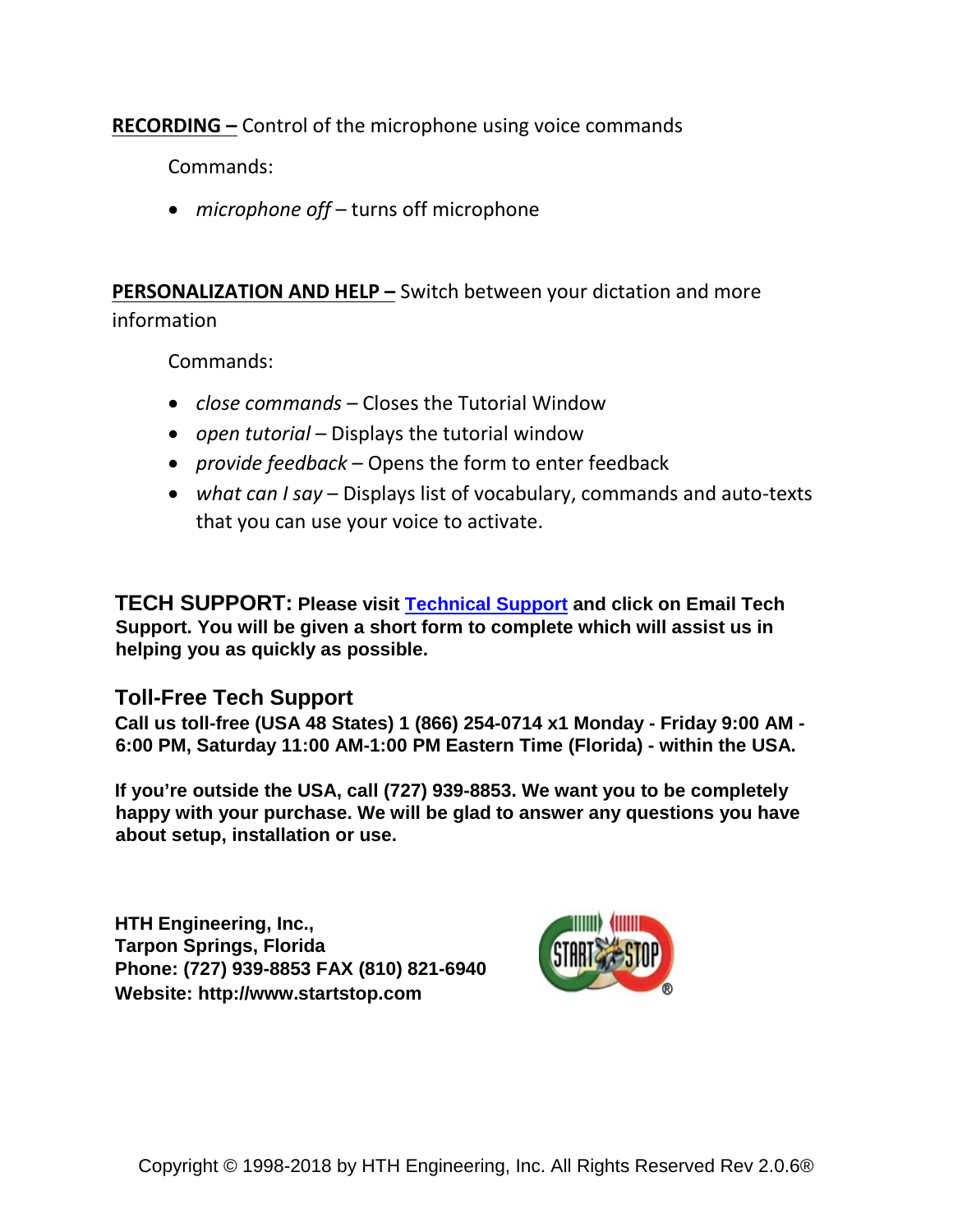**RECORDING –** Control of the microphone using voice commands

Commands:

- *microphone off* – turns off microphone

**PERSONALIZATION AND HELP –** Switch between your dictation and more information

Commands:

- *close commands* – Closes the Tutorial Window
- *open tutorial* – Displays the tutorial window
- *provide feedback* – Opens the form to enter feedback
- *what can I say* – Displays list of vocabulary, commands and auto-texts that you can use your voice to activate.

**TECH SUPPORT: Please visit [Technical Support] and click on Email Tech Support. You will be given a short form to complete which will assist us in helping you as quickly as possible.**

## Toll-Free Tech Support

**Call us toll-free (USA 48 States) 1 (866) 254-0714 x1 Monday - Friday 9:00 AM - 6:00 PM, Saturday 11:00 AM-1:00 PM Eastern Time (Florida) - within the USA.**

**If you're outside the USA, call (727) 939-8853. We want you to be completely happy with your purchase. We will be glad to answer any questions you have about setup, installation or use.**

**HTH Engineering, Inc.,**
**Tarpon Springs, Florida**
**Phone: (727) 939-8853 FAX (810) 821-6940**
**Website: http://www.startstop.com**

START STOP®

Copyright © 1998-2018 by HTH Engineering, Inc. All Rights Reserved Rev 2.0.6®